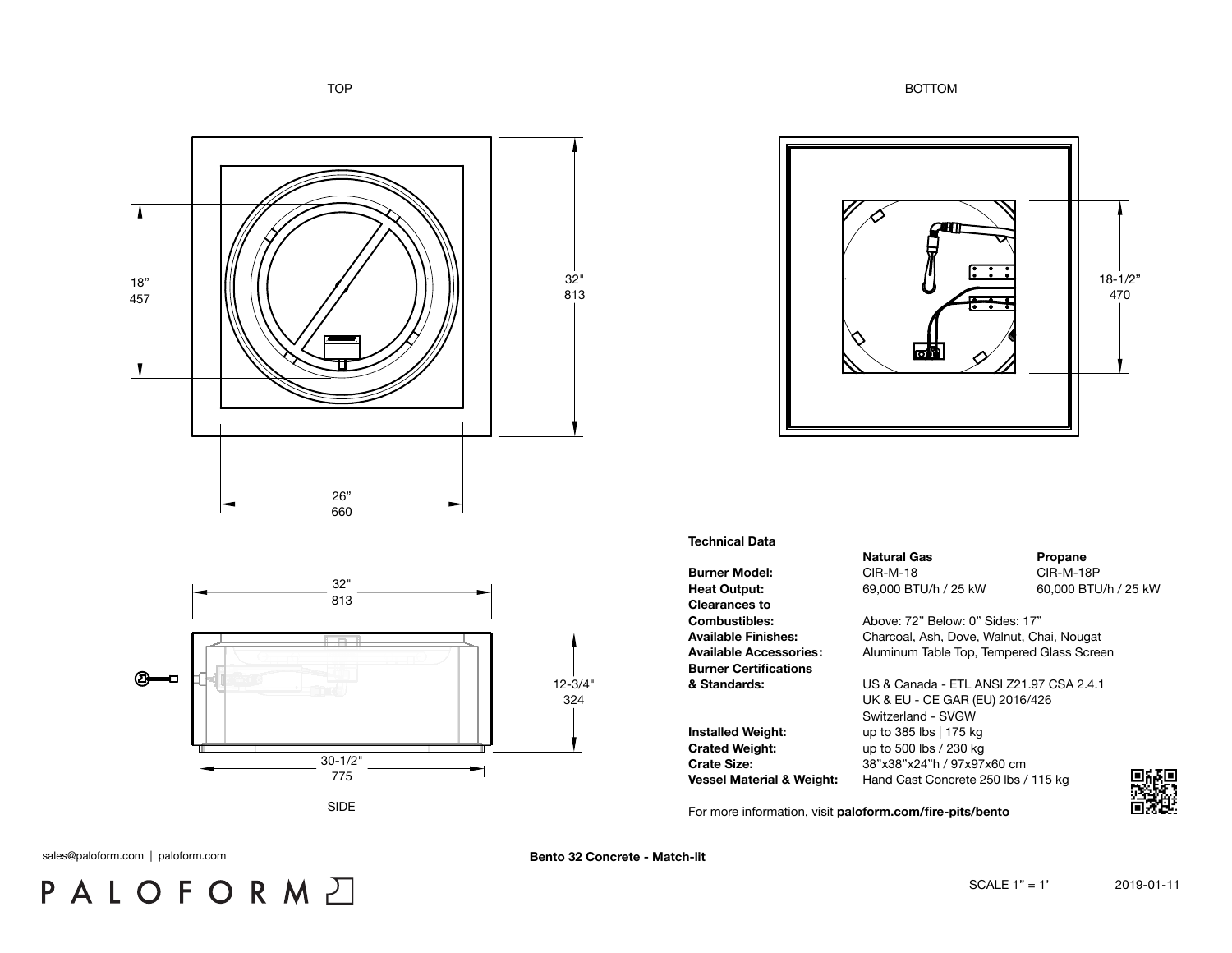TOP

18"
457

32"
813

26"
660

BOTTOM

18-1/2"
470

32"
813

12-3/4"
324

30-1/2"
775

SIDE

**Technical Data**

| | **Natural Gas** | **Propane** |
|---|---|---|
| **Burner Model:** | CIR-M-18 | CIR-M-18P |
| **Heat Output:** | 69,000 BTU/h / 25 kW | 60,000 BTU/h / 25 kW |
| **Clearances to Combustibles:** | Above: 72" Below: 0" Sides: 17" | |
| **Available Finishes:** | Charcoal, Ash, Dove, Walnut, Chai, Nougat | |
| **Available Accessories:** | Aluminum Table Top, Tempered Glass Screen | |
| **Burner Certifications & Standards:** | US & Canada - ETL ANSI Z21.97 CSA 2.4.1<br>UK & EU - CE GAR (EU) 2016/426<br>Switzerland - SVGW | |
| **Installed Weight:** | up to 385 lbs \| 175 kg | |
| **Crated Weight:** | up to 500 lbs / 230 kg | |
| **Crate Size:** | 38"x38"x24"h / 97x97x60 cm | |
| **Vessel Material & Weight:** | Hand Cast Concrete 250 lbs / 115 kg | |

For more information, visit **paloform.com/fire-pits/bento**

sales@paloform.com | paloform.com

**Bento 32 Concrete - Match-lit**

PALOFORM

SCALE 1" = 1'

2019-01-11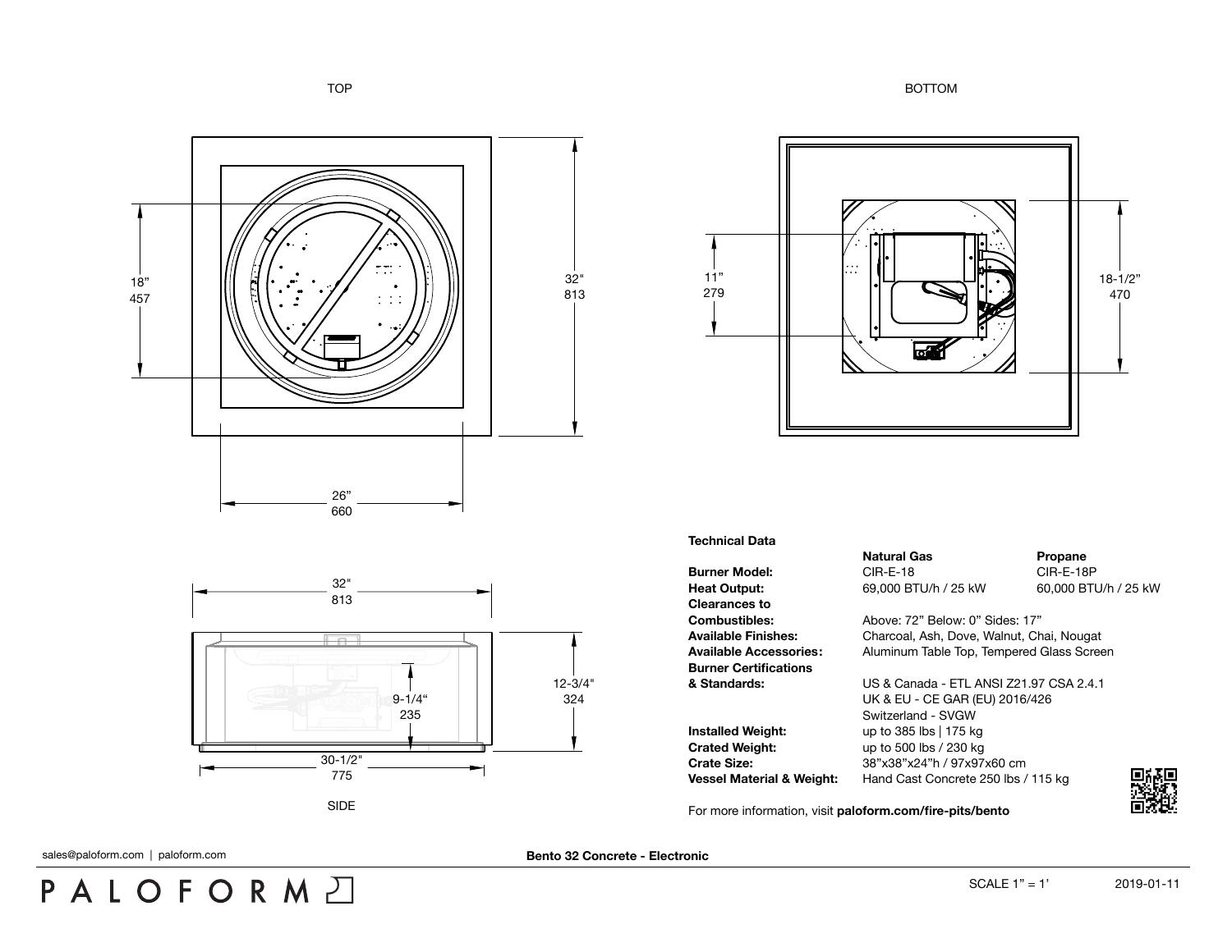TOP

18"
457

32"
813

26"
660

BOTTOM

11"
279

18-1/2"
470

32"
813

12-3/4"
324

9-1/4"
235

30-1/2"
775

SIDE

**Technical Data**

| | **Natural Gas** | **Propane** |
|---|---|---|
| **Burner Model:** | CIR-E-18 | CIR-E-18P |
| **Heat Output:** | 69,000 BTU/h / 25 kW | 60,000 BTU/h / 25 kW |
| **Clearances to Combustibles:** | Above: 72" Below: 0" Sides: 17" | |
| **Available Finishes:** | Charcoal, Ash, Dove, Walnut, Chai, Nougat | |
| **Available Accessories:** | Aluminum Table Top, Tempered Glass Screen | |
| **Burner Certifications & Standards:** | US & Canada - ETL ANSI Z21.97 CSA 2.4.1<br>UK & EU - CE GAR (EU) 2016/426<br>Switzerland - SVGW | |
| **Installed Weight:** | up to 385 lbs \| 175 kg | |
| **Crated Weight:** | up to 500 lbs / 230 kg | |
| **Crate Size:** | 38"x38"x24"h / 97x97x60 cm | |
| **Vessel Material & Weight:** | Hand Cast Concrete 250 lbs / 115 kg | |

For more information, visit **paloform.com/fire-pits/bento**

sales@paloform.com | paloform.com

**Bento 32 Concrete - Electronic**

PALOFORM

SCALE 1" = 1'

2019-01-11